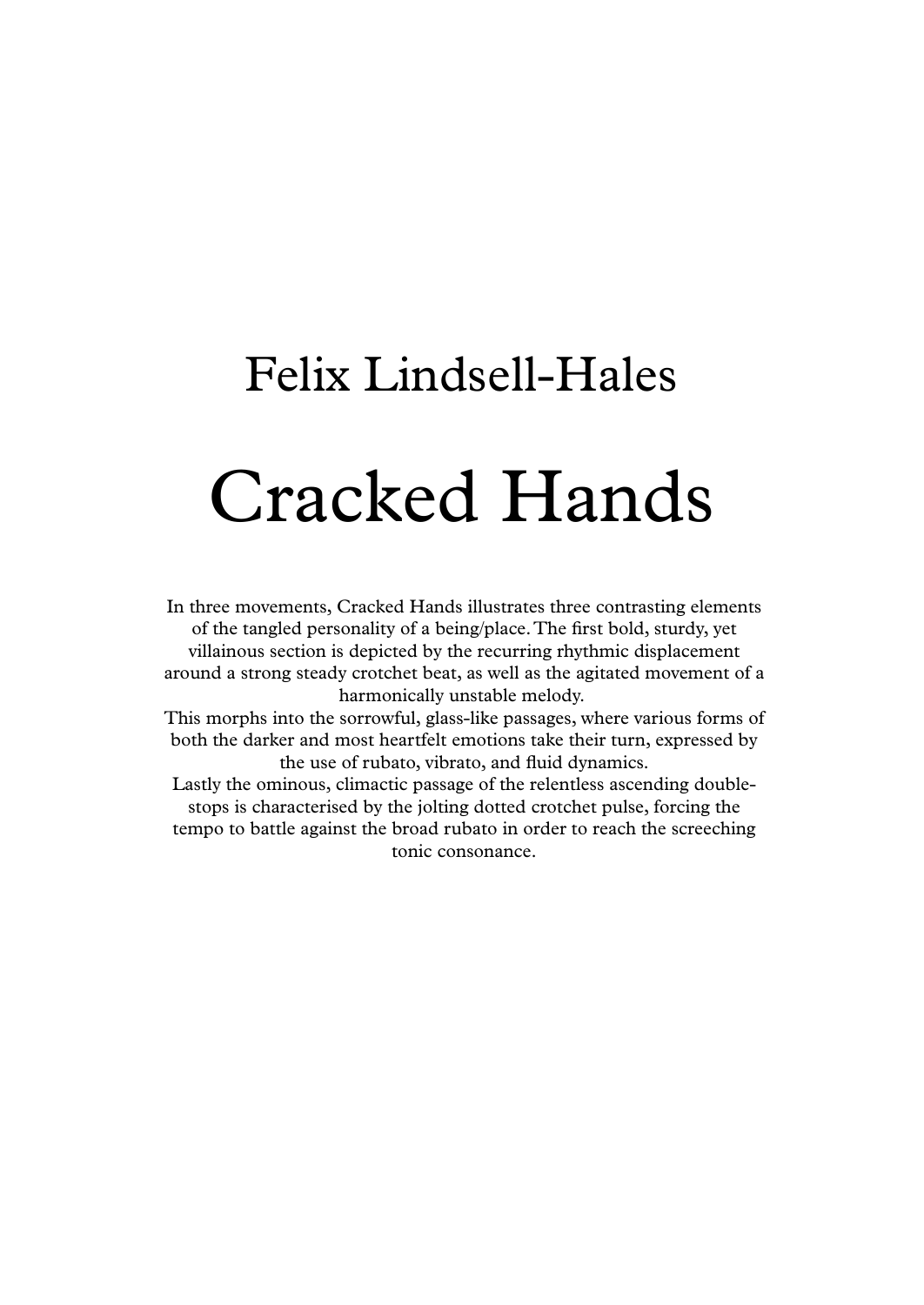## Felix Lindsell-Hales

# Cracked Hands

In three movements, Cracked Hands illustrates three contrasting elements of the tangled personality of a being/place. The first bold, sturdy, yet villainous section is depicted by the recurring rhythmic displacement around a strong steady crotchet beat, as well as the agitated movement of a harmonically unstable melody.

This morphs into the sorrowful, glass-like passages, where various forms of both the darker and most heartfelt emotions take their turn, expressed by the use of rubato, vibrato, and fluid dynamics.

Lastly the ominous, climactic passage of the relentless ascending double-stops is characterised by the jolting dotted crotchet pulse, forcing the tempo to battle against the broad rubato in order to reach the screeching tonic consonance.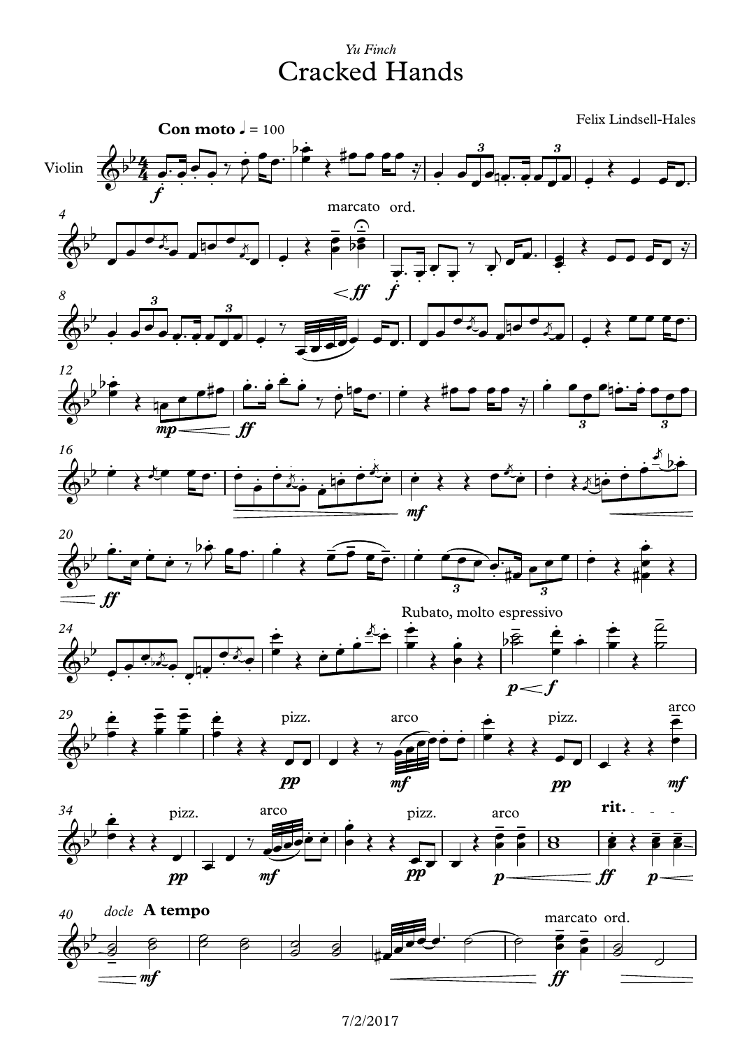*Yu Finch*

# Cracked Hands

Felix Lindsell-Hales

**Con moto** ♩ = 100

Violin

7/2/2017